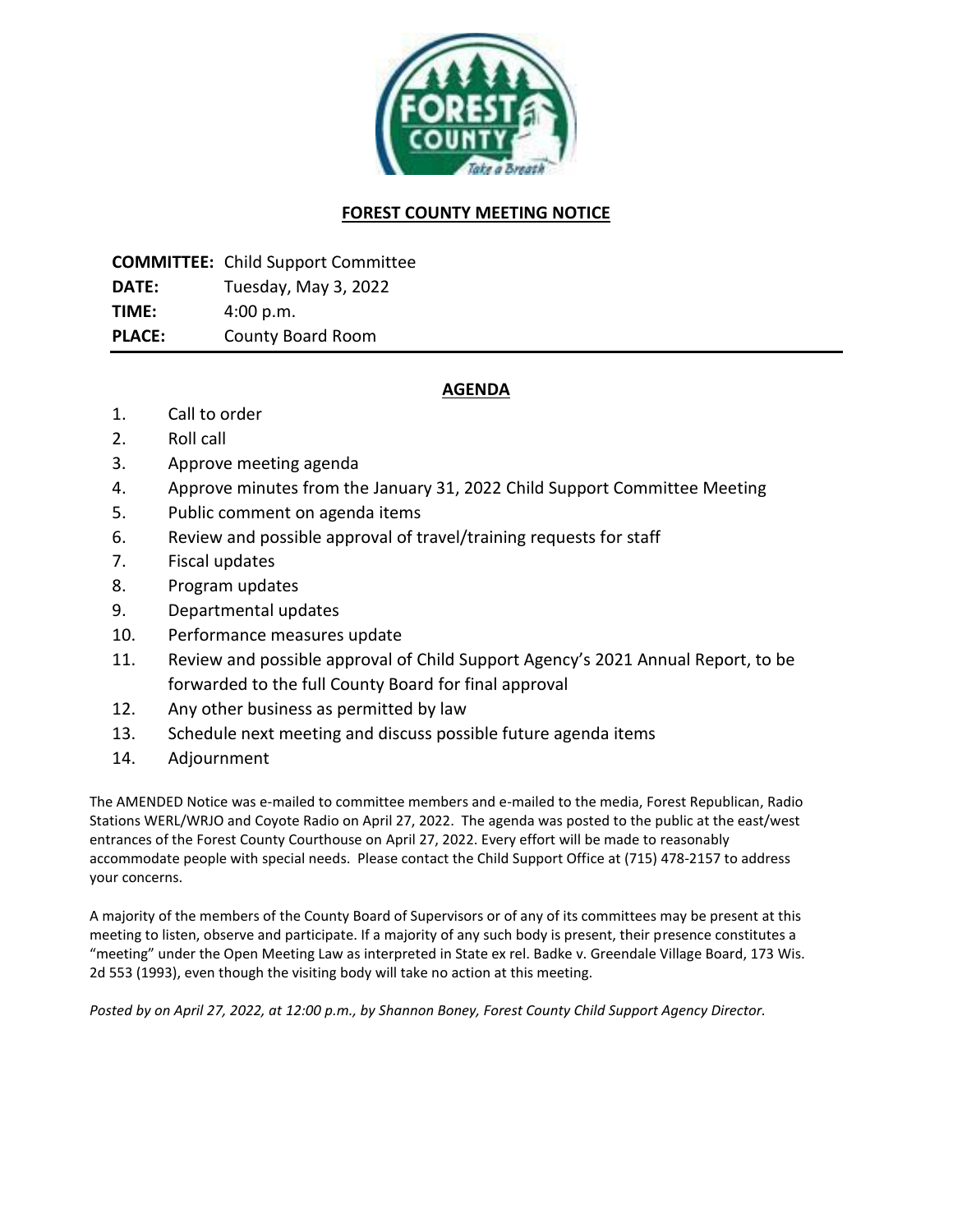# FOREST COUNTY MEETING NOTICE

**COMMITTEE:** Child Support Committee
**DATE:** Tuesday, May 3, 2022
**TIME:** 4:00 p.m.
**PLACE:** County Board Room

## AGENDA

1. Call to order
2. Roll call
3. Approve meeting agenda
4. Approve minutes from the January 31, 2022 Child Support Committee Meeting
5. Public comment on agenda items
6. Review and possible approval of travel/training requests for staff
7. Fiscal updates
8. Program updates
9. Departmental updates
10. Performance measures update
11. Review and possible approval of Child Support Agency's 2021 Annual Report, to be forwarded to the full County Board for final approval
12. Any other business as permitted by law
13. Schedule next meeting and discuss possible future agenda items
14. Adjournment

The AMENDED Notice was e-mailed to committee members and e-mailed to the media, Forest Republican, Radio Stations WERL/WRJO and Coyote Radio on April 27, 2022. The agenda was posted to the public at the east/west entrances of the Forest County Courthouse on April 27, 2022. Every effort will be made to reasonably accommodate people with special needs. Please contact the Child Support Office at (715) 478-2157 to address your concerns.

A majority of the members of the County Board of Supervisors or of any of its committees may be present at this meeting to listen, observe and participate. If a majority of any such body is present, their presence constitutes a "meeting" under the Open Meeting Law as interpreted in State ex rel. Badke v. Greendale Village Board, 173 Wis. 2d 553 (1993), even though the visiting body will take no action at this meeting.

*Posted by on April 27, 2022, at 12:00 p.m., by Shannon Boney, Forest County Child Support Agency Director.*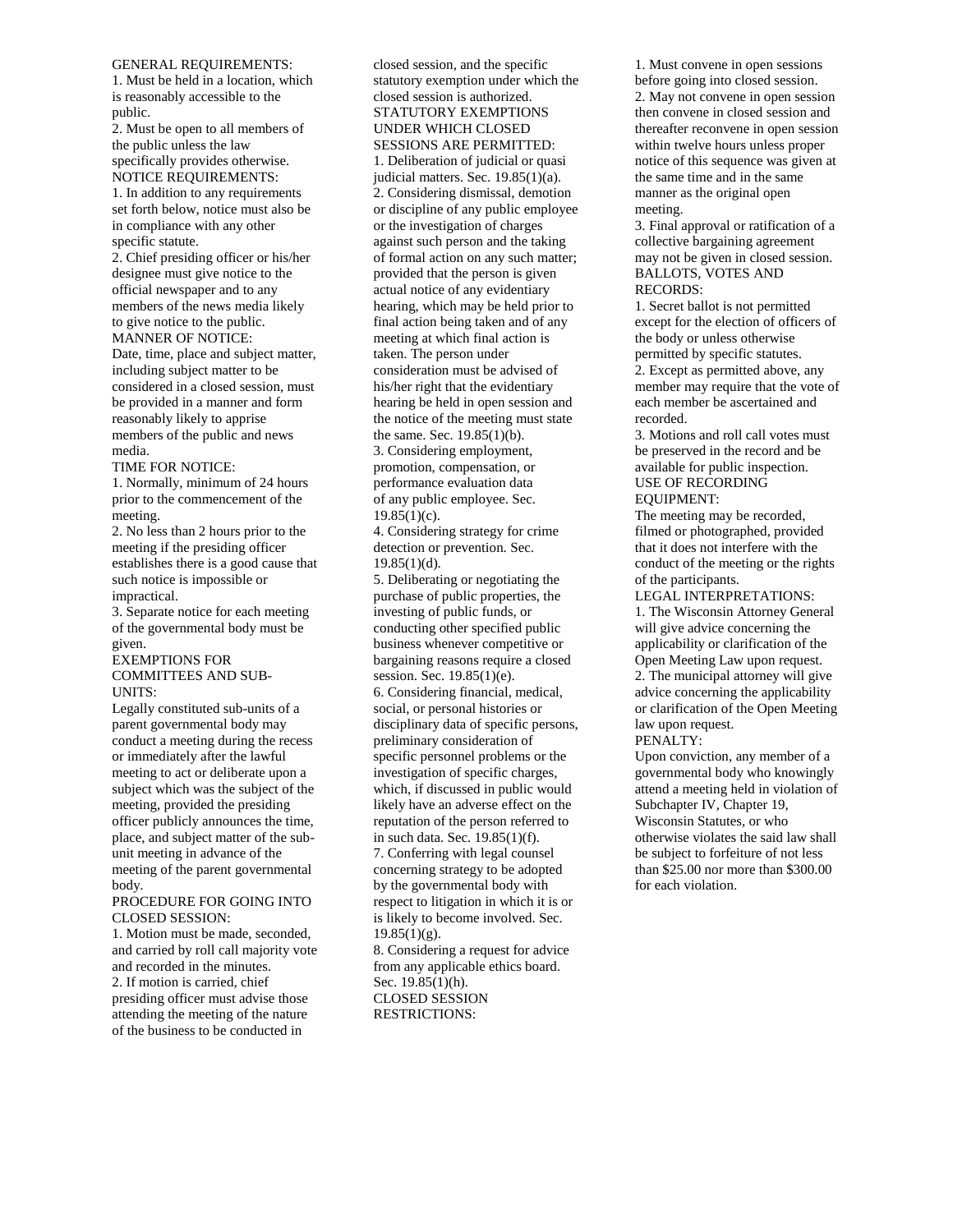GENERAL REQUIREMENTS:

1. Must be held in a location, which is reasonably accessible to the public.
2. Must be open to all members of the public unless the law specifically provides otherwise.

NOTICE REQUIREMENTS:

1. In addition to any requirements set forth below, notice must also be in compliance with any other specific statute.
2. Chief presiding officer or his/her designee must give notice to the official newspaper and to any members of the news media likely to give notice to the public.

MANNER OF NOTICE:

Date, time, place and subject matter, including subject matter to be considered in a closed session, must be provided in a manner and form reasonably likely to apprise members of the public and news media.

TIME FOR NOTICE:

1. Normally, minimum of 24 hours prior to the commencement of the meeting.
2. No less than 2 hours prior to the meeting if the presiding officer establishes there is a good cause that such notice is impossible or impractical.
3. Separate notice for each meeting of the governmental body must be given.

EXEMPTIONS FOR COMMITTEES AND SUB-UNITS:

Legally constituted sub-units of a parent governmental body may conduct a meeting during the recess or immediately after the lawful meeting to act or deliberate upon a subject which was the subject of the meeting, provided the presiding officer publicly announces the time, place, and subject matter of the sub-unit meeting in advance of the meeting of the parent governmental body.

PROCEDURE FOR GOING INTO CLOSED SESSION:

1. Motion must be made, seconded, and carried by roll call majority vote and recorded in the minutes.
2. If motion is carried, chief presiding officer must advise those attending the meeting of the nature of the business to be conducted in closed session, and the specific statutory exemption under which the closed session is authorized.

STATUTORY EXEMPTIONS UNDER WHICH CLOSED SESSIONS ARE PERMITTED:

1. Deliberation of judicial or quasi judicial matters. Sec. 19.85(1)(a).
2. Considering dismissal, demotion or discipline of any public employee or the investigation of charges against such person and the taking of formal action on any such matter; provided that the person is given actual notice of any evidentiary hearing, which may be held prior to final action being taken and of any meeting at which final action is taken. The person under consideration must be advised of his/her right that the evidentiary hearing be held in open session and the notice of the meeting must state the same. Sec. 19.85(1)(b).
3. Considering employment, promotion, compensation, or performance evaluation data of any public employee. Sec. 19.85(1)(c).
4. Considering strategy for crime detection or prevention. Sec. 19.85(1)(d).
5. Deliberating or negotiating the purchase of public properties, the investing of public funds, or conducting other specified public business whenever competitive or bargaining reasons require a closed session. Sec. 19.85(1)(e).
6. Considering financial, medical, social, or personal histories or disciplinary data of specific persons, preliminary consideration of specific personnel problems or the investigation of specific charges, which, if discussed in public would likely have an adverse effect on the reputation of the person referred to in such data. Sec. 19.85(1)(f).
7. Conferring with legal counsel concerning strategy to be adopted by the governmental body with respect to litigation in which it is or is likely to become involved. Sec. 19.85(1)(g).
8. Considering a request for advice from any applicable ethics board. Sec. 19.85(1)(h).

CLOSED SESSION RESTRICTIONS:

1. Must convene in open sessions before going into closed session.
2. May not convene in open session then convene in closed session and thereafter reconvene in open session within twelve hours unless proper notice of this sequence was given at the same time and in the same manner as the original open meeting.
3. Final approval or ratification of a collective bargaining agreement may not be given in closed session.

BALLOTS, VOTES AND RECORDS:

1. Secret ballot is not permitted except for the election of officers of the body or unless otherwise permitted by specific statutes.
2. Except as permitted above, any member may require that the vote of each member be ascertained and recorded.
3. Motions and roll call votes must be preserved in the record and be available for public inspection.

USE OF RECORDING EQUIPMENT:

The meeting may be recorded, filmed or photographed, provided that it does not interfere with the conduct of the meeting or the rights of the participants.

LEGAL INTERPRETATIONS:

1. The Wisconsin Attorney General will give advice concerning the applicability or clarification of the Open Meeting Law upon request.
2. The municipal attorney will give advice concerning the applicability or clarification of the Open Meeting law upon request.

PENALTY:

Upon conviction, any member of a governmental body who knowingly attend a meeting held in violation of Subchapter IV, Chapter 19, Wisconsin Statutes, or who otherwise violates the said law shall be subject to forfeiture of not less than $25.00 nor more than $300.00 for each violation.